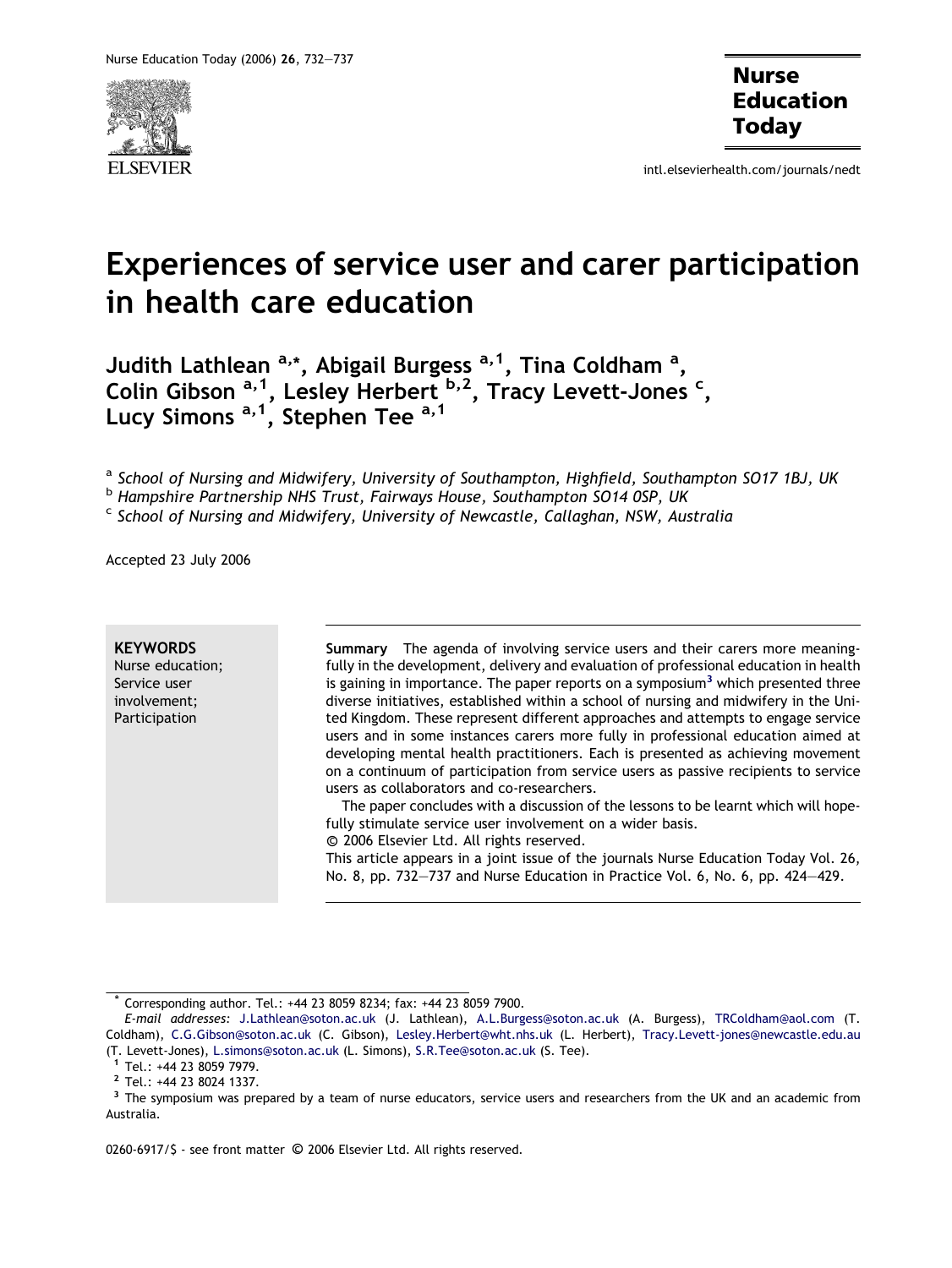# Experiences of service user and carer participation in health care education

Judith Lathlean [a,*], Abigail Burgess [a,1], Tina Coldham [a], Colin Gibson [a,1], Lesley Herbert [b,2], Tracy Levett-Jones [c], Lucy Simons [a,1], Stephen Tee [a,1]

[a] *School of Nursing and Midwifery, University of Southampton, Highfield, Southampton SO17 1BJ, UK*
[b] *Hampshire Partnership NHS Trust, Fairways House, Southampton SO14 0SP, UK*
[c] *School of Nursing and Midwifery, University of Newcastle, Callaghan, NSW, Australia*

Accepted 23 July 2006

**KEYWORDS**
Nurse education;
Service user involvement;
Participation

**Summary** The agenda of involving service users and their carers more meaningfully in the development, delivery and evaluation of professional education in health is gaining in importance. The paper reports on a symposium[3] which presented three diverse initiatives, established within a school of nursing and midwifery in the United Kingdom. These represent different approaches and attempts to engage service users and in some instances carers more fully in professional education aimed at developing mental health practitioners. Each is presented as achieving movement on a continuum of participation from service users as passive recipients to service users as collaborators and co-researchers.

The paper concludes with a discussion of the lessons to be learnt which will hopefully stimulate service user involvement on a wider basis.

© 2006 Elsevier Ltd. All rights reserved.

This article appears in a joint issue of the journals Nurse Education Today Vol. 26, No. 8, pp. 732–737 and Nurse Education in Practice Vol. 6, No. 6, pp. 424–429.

---

\* Corresponding author. Tel.: +44 23 8059 8234; fax: +44 23 8059 7900.

*E-mail addresses:* J.Lathlean@soton.ac.uk (J. Lathlean), A.L.Burgess@soton.ac.uk (A. Burgess), TRColdham@aol.com (T. Coldham), C.G.Gibson@soton.ac.uk (C. Gibson), Lesley.Herbert@wht.nhs.uk (L. Herbert), Tracy.Levett-jones@newcastle.edu.au (T. Levett-Jones), L.simons@soton.ac.uk (L. Simons), S.R.Tee@soton.ac.uk (S. Tee).

[1] Tel.: +44 23 8059 7979.

[2] Tel.: +44 23 8024 1337.

[3] The symposium was prepared by a team of nurse educators, service users and researchers from the UK and an academic from Australia.

0260-6917/$ - see front matter © 2006 Elsevier Ltd. All rights reserved.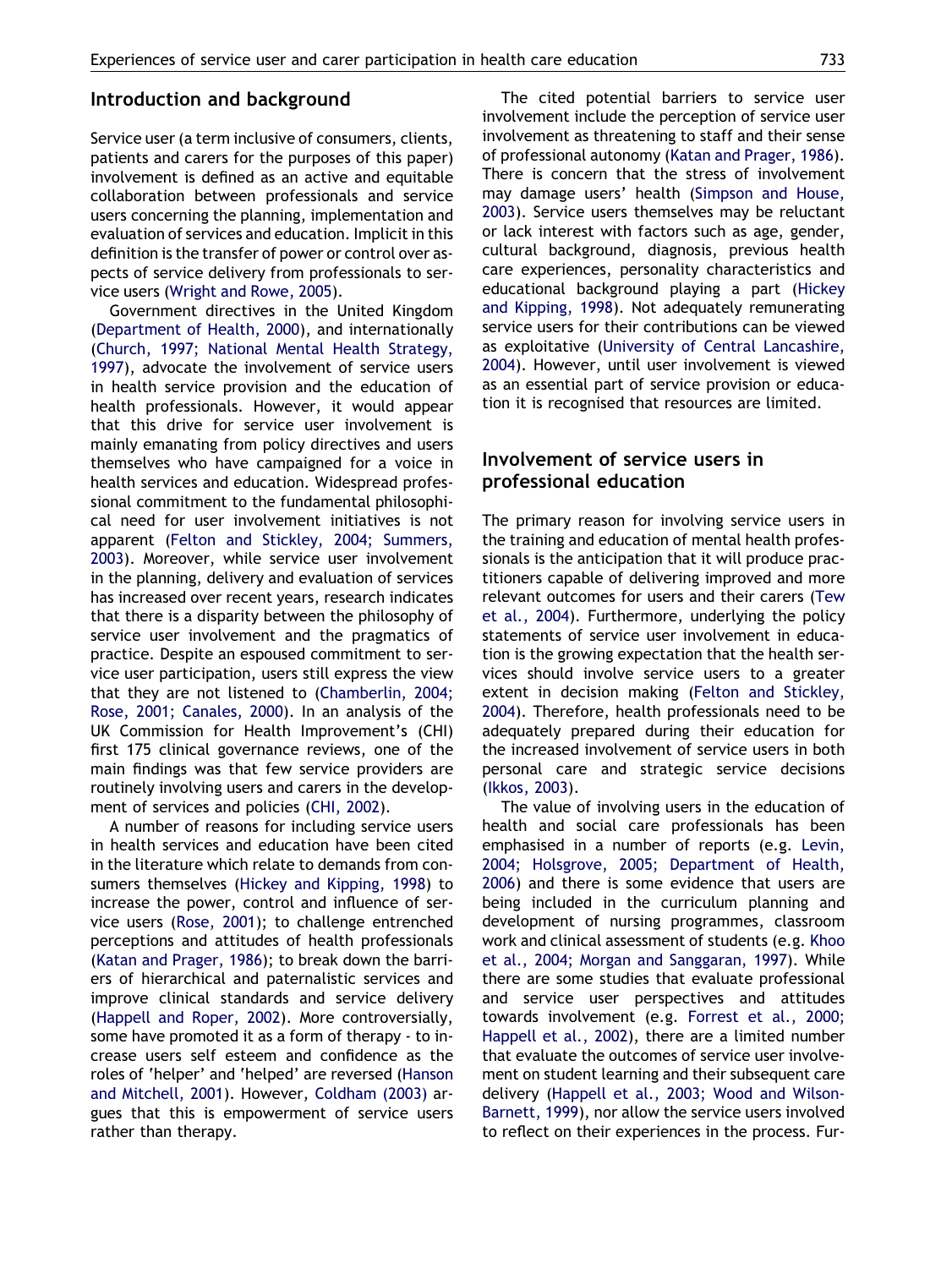## Introduction and background

Service user (a term inclusive of consumers, clients, patients and carers for the purposes of this paper) involvement is defined as an active and equitable collaboration between professionals and service users concerning the planning, implementation and evaluation of services and education. Implicit in this definition is the transfer of power or control over aspects of service delivery from professionals to service users (Wright and Rowe, 2005).

Government directives in the United Kingdom (Department of Health, 2000), and internationally (Church, 1997; National Mental Health Strategy, 1997), advocate the involvement of service users in health service provision and the education of health professionals. However, it would appear that this drive for service user involvement is mainly emanating from policy directives and users themselves who have campaigned for a voice in health services and education. Widespread professional commitment to the fundamental philosophical need for user involvement initiatives is not apparent (Felton and Stickley, 2004; Summers, 2003). Moreover, while service user involvement in the planning, delivery and evaluation of services has increased over recent years, research indicates that there is a disparity between the philosophy of service user involvement and the pragmatics of practice. Despite an espoused commitment to service user participation, users still express the view that they are not listened to (Chamberlin, 2004; Rose, 2001; Canales, 2000). In an analysis of the UK Commission for Health Improvement's (CHI) first 175 clinical governance reviews, one of the main findings was that few service providers are routinely involving users and carers in the development of services and policies (CHI, 2002).

A number of reasons for including service users in health services and education have been cited in the literature which relate to demands from consumers themselves (Hickey and Kipping, 1998) to increase the power, control and influence of service users (Rose, 2001); to challenge entrenched perceptions and attitudes of health professionals (Katan and Prager, 1986); to break down the barriers of hierarchical and paternalistic services and improve clinical standards and service delivery (Happell and Roper, 2002). More controversially, some have promoted it as a form of therapy - to increase users self esteem and confidence as the roles of 'helper' and 'helped' are reversed (Hanson and Mitchell, 2001). However, Coldham (2003) argues that this is empowerment of service users rather than therapy.

The cited potential barriers to service user involvement include the perception of service user involvement as threatening to staff and their sense of professional autonomy (Katan and Prager, 1986). There is concern that the stress of involvement may damage users' health (Simpson and House, 2003). Service users themselves may be reluctant or lack interest with factors such as age, gender, cultural background, diagnosis, previous health care experiences, personality characteristics and educational background playing a part (Hickey and Kipping, 1998). Not adequately remunerating service users for their contributions can be viewed as exploitative (University of Central Lancashire, 2004). However, until user involvement is viewed as an essential part of service provision or education it is recognised that resources are limited.

## Involvement of service users in professional education

The primary reason for involving service users in the training and education of mental health professionals is the anticipation that it will produce practitioners capable of delivering improved and more relevant outcomes for users and their carers (Tew et al., 2004). Furthermore, underlying the policy statements of service user involvement in education is the growing expectation that the health services should involve service users to a greater extent in decision making (Felton and Stickley, 2004). Therefore, health professionals need to be adequately prepared during their education for the increased involvement of service users in both personal care and strategic service decisions (Ikkos, 2003).

The value of involving users in the education of health and social care professionals has been emphasised in a number of reports (e.g. Levin, 2004; Holsgrove, 2005; Department of Health, 2006) and there is some evidence that users are being included in the curriculum planning and development of nursing programmes, classroom work and clinical assessment of students (e.g. Khoo et al., 2004; Morgan and Sanggaran, 1997). While there are some studies that evaluate professional and service user perspectives and attitudes towards involvement (e.g. Forrest et al., 2000; Happell et al., 2002), there are a limited number that evaluate the outcomes of service user involvement on student learning and their subsequent care delivery (Happell et al., 2003; Wood and Wilson-Barnett, 1999), nor allow the service users involved to reflect on their experiences in the process. Fur-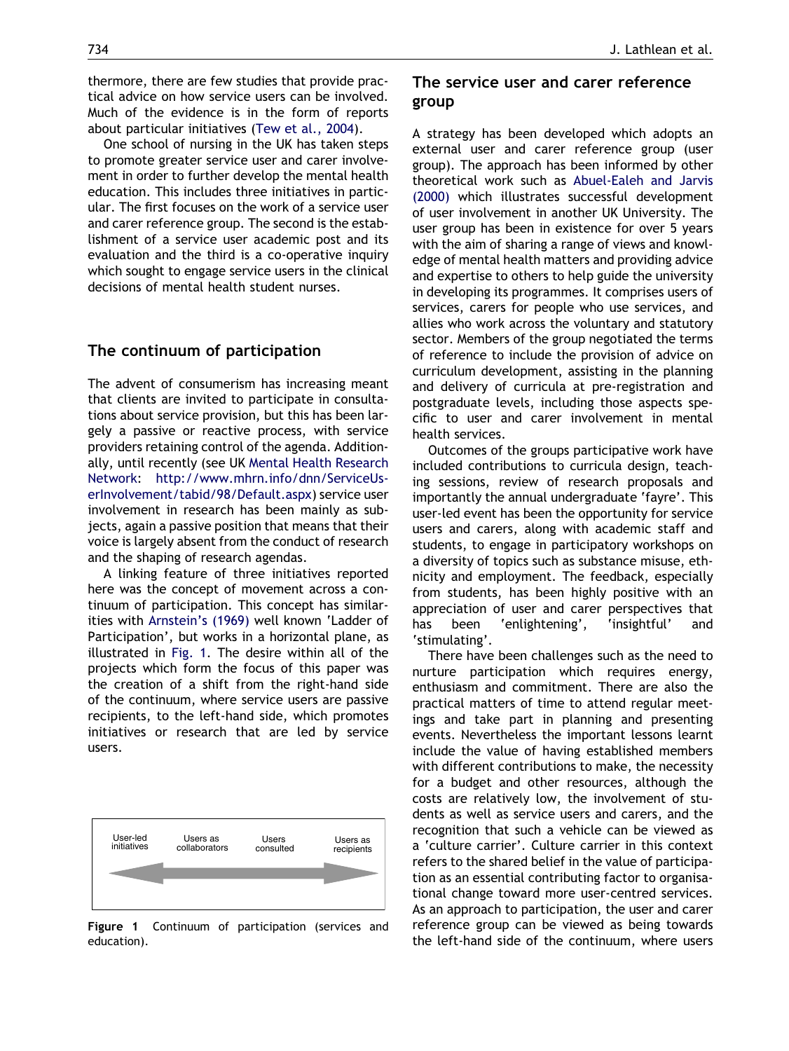thermore, there are few studies that provide practical advice on how service users can be involved. Much of the evidence is in the form of reports about particular initiatives (Tew et al., 2004).

One school of nursing in the UK has taken steps to promote greater service user and carer involvement in order to further develop the mental health education. This includes three initiatives in particular. The first focuses on the work of a service user and carer reference group. The second is the establishment of a service user academic post and its evaluation and the third is a co-operative inquiry which sought to engage service users in the clinical decisions of mental health student nurses.

## The continuum of participation

The advent of consumerism has increasing meant that clients are invited to participate in consultations about service provision, but this has been largely a passive or reactive process, with service providers retaining control of the agenda. Additionally, until recently (see UK Mental Health Research Network: http://www.mhrn.info/dnn/ServiceUserInvolvement/tabid/98/Default.aspx) service user involvement in research has been mainly as subjects, again a passive position that means that their voice is largely absent from the conduct of research and the shaping of research agendas.

A linking feature of three initiatives reported here was the concept of movement across a continuum of participation. This concept has similarities with Arnstein's (1969) well known 'Ladder of Participation', but works in a horizontal plane, as illustrated in Fig. 1. The desire within all of the projects which form the focus of this paper was the creation of a shift from the right-hand side of the continuum, where service users are passive recipients, to the left-hand side, which promotes initiatives or research that are led by service users.

User-led initiatives — Users as collaborators — Users consulted — Users as recipients

**Figure 1** Continuum of participation (services and education).

## The service user and carer reference group

A strategy has been developed which adopts an external user and carer reference group (user group). The approach has been informed by other theoretical work such as Abuel-Ealeh and Jarvis (2000) which illustrates successful development of user involvement in another UK University. The user group has been in existence for over 5 years with the aim of sharing a range of views and knowledge of mental health matters and providing advice and expertise to others to help guide the university in developing its programmes. It comprises users of services, carers for people who use services, and allies who work across the voluntary and statutory sector. Members of the group negotiated the terms of reference to include the provision of advice on curriculum development, assisting in the planning and delivery of curricula at pre-registration and postgraduate levels, including those aspects specific to user and carer involvement in mental health services.

Outcomes of the groups participative work have included contributions to curricula design, teaching sessions, review of research proposals and importantly the annual undergraduate 'fayre'. This user-led event has the opportunity for service users and carers, along with academic staff and students, to engage in participatory workshops on a diversity of topics such as substance misuse, ethnicity and employment. The feedback, especially from students, has been highly positive with an appreciation of user and carer perspectives that has been 'enlightening', 'insightful' and 'stimulating'.

There have been challenges such as the need to nurture participation which requires energy, enthusiasm and commitment. There are also the practical matters of time to attend regular meetings and take part in planning and presenting events. Nevertheless the important lessons learnt include the value of having established members with different contributions to make, the necessity for a budget and other resources, although the costs are relatively low, the involvement of students as well as service users and carers, and the recognition that such a vehicle can be viewed as a 'culture carrier'. Culture carrier in this context refers to the shared belief in the value of participation as an essential contributing factor to organisational change toward more user-centred services. As an approach to participation, the user and carer reference group can be viewed as being towards the left-hand side of the continuum, where users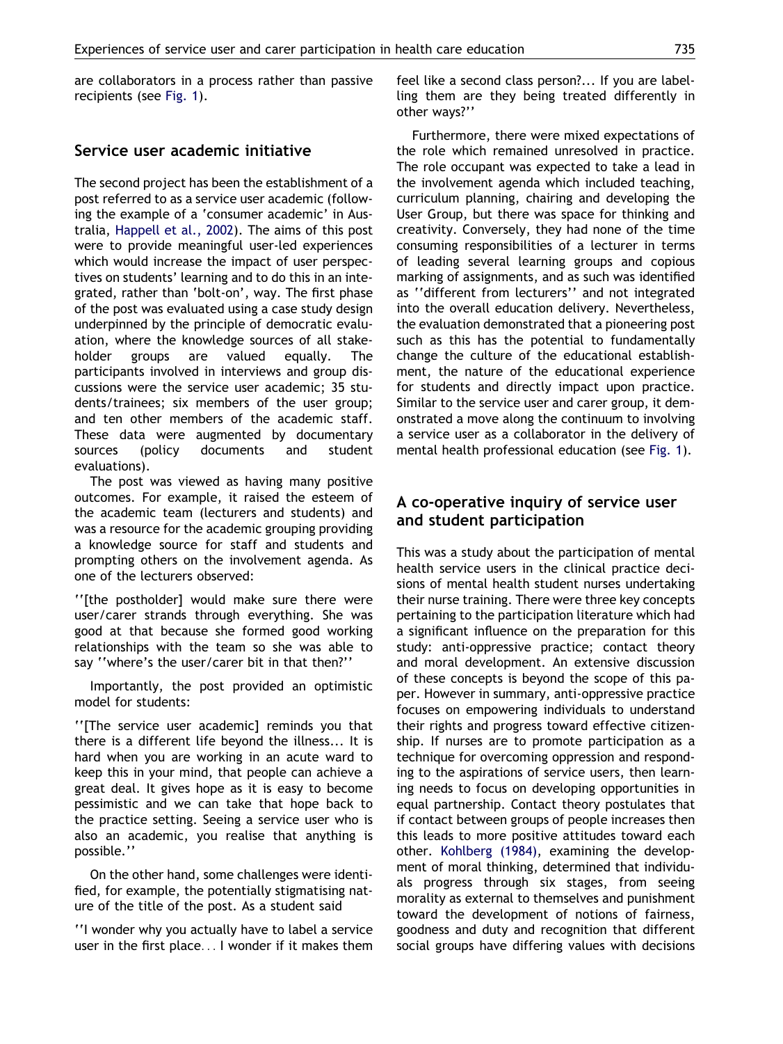are collaborators in a process rather than passive recipients (see Fig. 1).

## Service user academic initiative

The second project has been the establishment of a post referred to as a service user academic (following the example of a 'consumer academic' in Australia, Happell et al., 2002). The aims of this post were to provide meaningful user-led experiences which would increase the impact of user perspectives on students' learning and to do this in an integrated, rather than 'bolt-on', way. The first phase of the post was evaluated using a case study design underpinned by the principle of democratic evaluation, where the knowledge sources of all stakeholder groups are valued equally. The participants involved in interviews and group discussions were the service user academic; 35 students/trainees; six members of the user group; and ten other members of the academic staff. These data were augmented by documentary sources (policy documents and student evaluations).

The post was viewed as having many positive outcomes. For example, it raised the esteem of the academic team (lecturers and students) and was a resource for the academic grouping providing a knowledge source for staff and students and prompting others on the involvement agenda. As one of the lecturers observed:

''[the postholder] would make sure there were user/carer strands through everything. She was good at that because she formed good working relationships with the team so she was able to say ''where's the user/carer bit in that then?''

Importantly, the post provided an optimistic model for students:

''[The service user academic] reminds you that there is a different life beyond the illness... It is hard when you are working in an acute ward to keep this in your mind, that people can achieve a great deal. It gives hope as it is easy to become pessimistic and we can take that hope back to the practice setting. Seeing a service user who is also an academic, you realise that anything is possible.''

On the other hand, some challenges were identified, for example, the potentially stigmatising nature of the title of the post. As a student said

''I wonder why you actually have to label a service user in the first place... I wonder if it makes them feel like a second class person?... If you are labelling them are they being treated differently in other ways?''

Furthermore, there were mixed expectations of the role which remained unresolved in practice. The role occupant was expected to take a lead in the involvement agenda which included teaching, curriculum planning, chairing and developing the User Group, but there was space for thinking and creativity. Conversely, they had none of the time consuming responsibilities of a lecturer in terms of leading several learning groups and copious marking of assignments, and as such was identified as ''different from lecturers'' and not integrated into the overall education delivery. Nevertheless, the evaluation demonstrated that a pioneering post such as this has the potential to fundamentally change the culture of the educational establishment, the nature of the educational experience for students and directly impact upon practice. Similar to the service user and carer group, it demonstrated a move along the continuum to involving a service user as a collaborator in the delivery of mental health professional education (see Fig. 1).

## A co-operative inquiry of service user and student participation

This was a study about the participation of mental health service users in the clinical practice decisions of mental health student nurses undertaking their nurse training. There were three key concepts pertaining to the participation literature which had a significant influence on the preparation for this study: anti-oppressive practice; contact theory and moral development. An extensive discussion of these concepts is beyond the scope of this paper. However in summary, anti-oppressive practice focuses on empowering individuals to understand their rights and progress toward effective citizenship. If nurses are to promote participation as a technique for overcoming oppression and responding to the aspirations of service users, then learning needs to focus on developing opportunities in equal partnership. Contact theory postulates that if contact between groups of people increases then this leads to more positive attitudes toward each other. Kohlberg (1984), examining the development of moral thinking, determined that individuals progress through six stages, from seeing morality as external to themselves and punishment toward the development of notions of fairness, goodness and duty and recognition that different social groups have differing values with decisions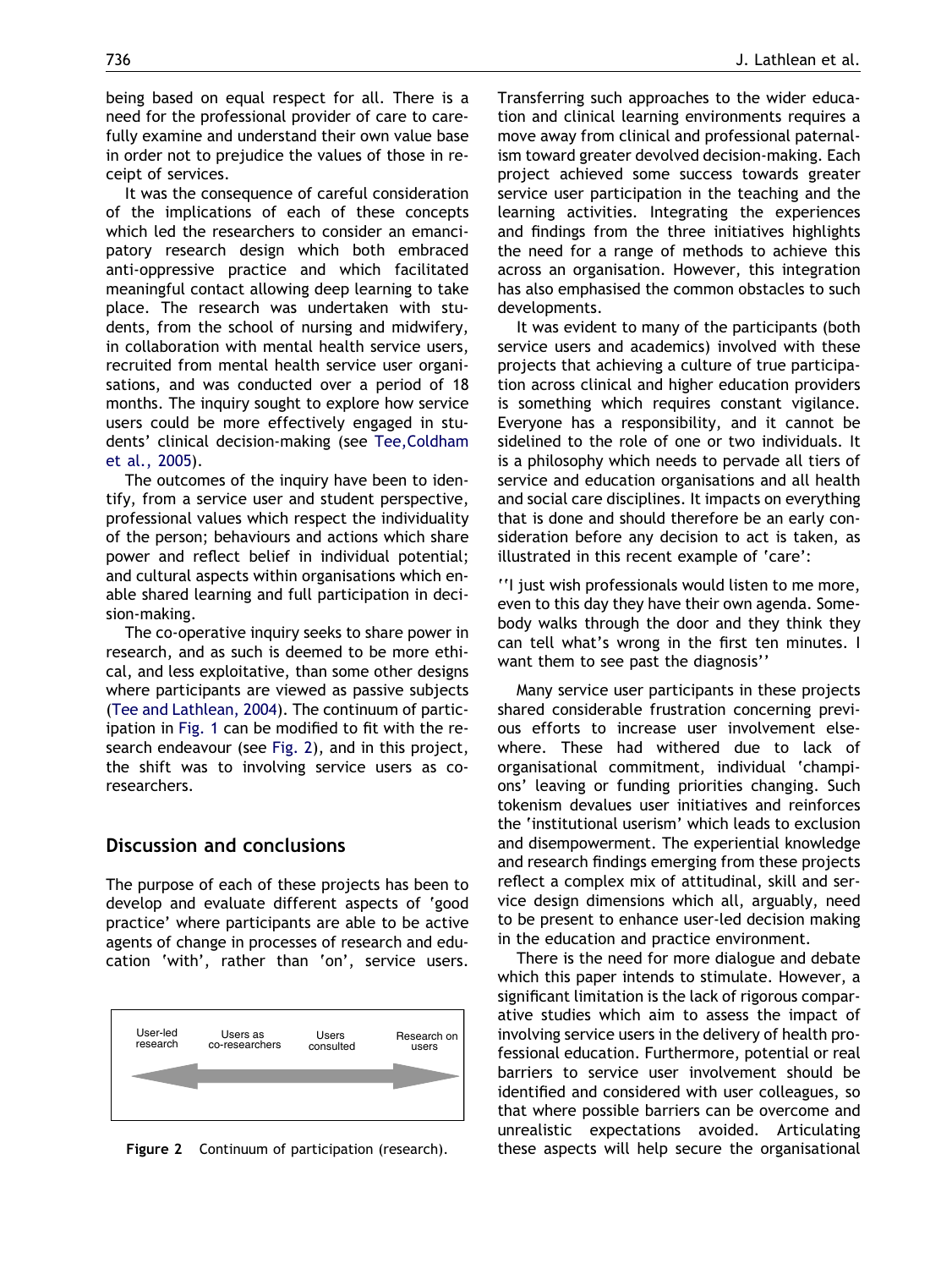being based on equal respect for all. There is a need for the professional provider of care to carefully examine and understand their own value base in order not to prejudice the values of those in receipt of services.

It was the consequence of careful consideration of the implications of each of these concepts which led the researchers to consider an emancipatory research design which both embraced anti-oppressive practice and which facilitated meaningful contact allowing deep learning to take place. The research was undertaken with students, from the school of nursing and midwifery, in collaboration with mental health service users, recruited from mental health service user organisations, and was conducted over a period of 18 months. The inquiry sought to explore how service users could be more effectively engaged in students' clinical decision-making (see Tee,Coldham et al., 2005).

The outcomes of the inquiry have been to identify, from a service user and student perspective, professional values which respect the individuality of the person; behaviours and actions which share power and reflect belief in individual potential; and cultural aspects within organisations which enable shared learning and full participation in decision-making.

The co-operative inquiry seeks to share power in research, and as such is deemed to be more ethical, and less exploitative, than some other designs where participants are viewed as passive subjects (Tee and Lathlean, 2004). The continuum of participation in Fig. 1 can be modified to fit with the research endeavour (see Fig. 2), and in this project, the shift was to involving service users as co-researchers.

## Discussion and conclusions

The purpose of each of these projects has been to develop and evaluate different aspects of 'good practice' where participants are able to be active agents of change in processes of research and education 'with', rather than 'on', service users.

User-led research — Users as co-researchers — Users consulted — Research on users

**Figure 2** Continuum of participation (research).

Transferring such approaches to the wider education and clinical learning environments requires a move away from clinical and professional paternalism toward greater devolved decision-making. Each project achieved some success towards greater service user participation in the teaching and the learning activities. Integrating the experiences and findings from the three initiatives highlights the need for a range of methods to achieve this across an organisation. However, this integration has also emphasised the common obstacles to such developments.

It was evident to many of the participants (both service users and academics) involved with these projects that achieving a culture of true participation across clinical and higher education providers is something which requires constant vigilance. Everyone has a responsibility, and it cannot be sidelined to the role of one or two individuals. It is a philosophy which needs to pervade all tiers of service and education organisations and all health and social care disciplines. It impacts on everything that is done and should therefore be an early consideration before any decision to act is taken, as illustrated in this recent example of 'care':

''I just wish professionals would listen to me more, even to this day they have their own agenda. Somebody walks through the door and they think they can tell what's wrong in the first ten minutes. I want them to see past the diagnosis''

Many service user participants in these projects shared considerable frustration concerning previous efforts to increase user involvement elsewhere. These had withered due to lack of organisational commitment, individual 'champions' leaving or funding priorities changing. Such tokenism devalues user initiatives and reinforces the 'institutional userism' which leads to exclusion and disempowerment. The experiential knowledge and research findings emerging from these projects reflect a complex mix of attitudinal, skill and service design dimensions which all, arguably, need to be present to enhance user-led decision making in the education and practice environment.

There is the need for more dialogue and debate which this paper intends to stimulate. However, a significant limitation is the lack of rigorous comparative studies which aim to assess the impact of involving service users in the delivery of health professional education. Furthermore, potential or real barriers to service user involvement should be identified and considered with user colleagues, so that where possible barriers can be overcome and unrealistic expectations avoided. Articulating these aspects will help secure the organisational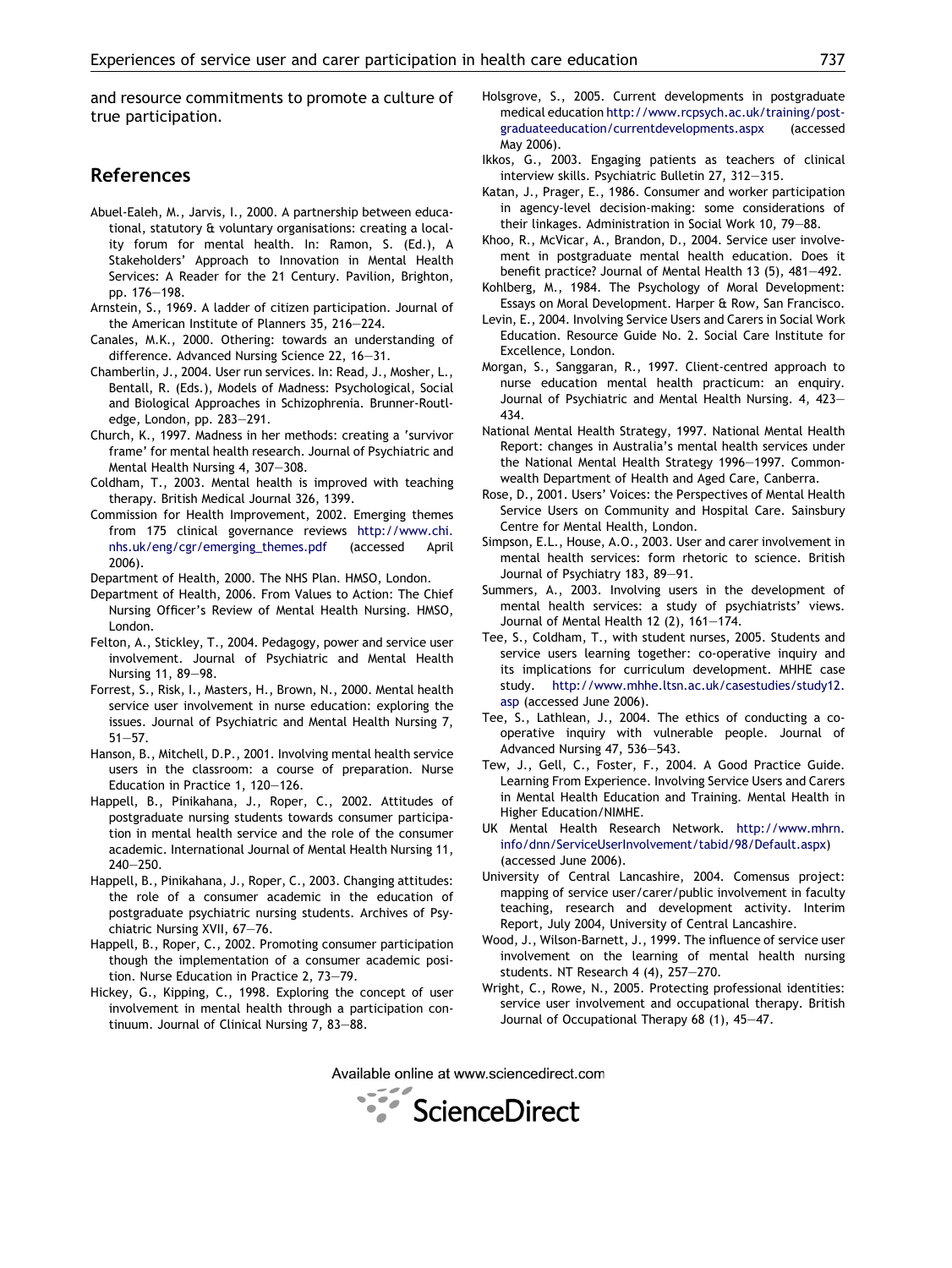and resource commitments to promote a culture of true participation.

## References

Abuel-Ealeh, M., Jarvis, I., 2000. A partnership between educational, statutory & voluntary organisations: creating a locality forum for mental health. In: Ramon, S. (Ed.), A Stakeholders' Approach to Innovation in Mental Health Services: A Reader for the 21 Century. Pavilion, Brighton, pp. 176–198.

Arnstein, S., 1969. A ladder of citizen participation. Journal of the American Institute of Planners 35, 216–224.

Canales, M.K., 2000. Othering: towards an understanding of difference. Advanced Nursing Science 22, 16–31.

Chamberlin, J., 2004. User run services. In: Read, J., Mosher, L., Bentall, R. (Eds.), Models of Madness: Psychological, Social and Biological Approaches in Schizophrenia. Brunner-Routledge, London, pp. 283–291.

Church, K., 1997. Madness in her methods: creating a 'survivor frame' for mental health research. Journal of Psychiatric and Mental Health Nursing 4, 307–308.

Coldham, T., 2003. Mental health is improved with teaching therapy. British Medical Journal 326, 1399.

Commission for Health Improvement, 2002. Emerging themes from 175 clinical governance reviews http://www.chi.nhs.uk/eng/cgr/emerging_themes.pdf (accessed April 2006).

Department of Health, 2000. The NHS Plan. HMSO, London.

Department of Health, 2006. From Values to Action: The Chief Nursing Officer's Review of Mental Health Nursing. HMSO, London.

Felton, A., Stickley, T., 2004. Pedagogy, power and service user involvement. Journal of Psychiatric and Mental Health Nursing 11, 89–98.

Forrest, S., Risk, I., Masters, H., Brown, N., 2000. Mental health service user involvement in nurse education: exploring the issues. Journal of Psychiatric and Mental Health Nursing 7, 51–57.

Hanson, B., Mitchell, D.P., 2001. Involving mental health service users in the classroom: a course of preparation. Nurse Education in Practice 1, 120–126.

Happell, B., Pinikahana, J., Roper, C., 2002. Attitudes of postgraduate nursing students towards consumer participation in mental health service and the role of the consumer academic. International Journal of Mental Health Nursing 11, 240–250.

Happell, B., Pinikahana, J., Roper, C., 2003. Changing attitudes: the role of a consumer academic in the education of postgraduate psychiatric nursing students. Archives of Psychiatric Nursing XVII, 67–76.

Happell, B., Roper, C., 2002. Promoting consumer participation though the implementation of a consumer academic position. Nurse Education in Practice 2, 73–79.

Hickey, G., Kipping, C., 1998. Exploring the concept of user involvement in mental health through a participation continuum. Journal of Clinical Nursing 7, 83–88.

Holsgrove, S., 2005. Current developments in postgraduate medical education http://www.rcpsych.ac.uk/training/postgraduateeducation/currentdevelopments.aspx (accessed May 2006).

Ikkos, G., 2003. Engaging patients as teachers of clinical interview skills. Psychiatric Bulletin 27, 312–315.

Katan, J., Prager, E., 1986. Consumer and worker participation in agency-level decision-making: some considerations of their linkages. Administration in Social Work 10, 79–88.

Khoo, R., McVicar, A., Brandon, D., 2004. Service user involvement in postgraduate mental health education. Does it benefit practice? Journal of Mental Health 13 (5), 481–492.

Kohlberg, M., 1984. The Psychology of Moral Development: Essays on Moral Development. Harper & Row, San Francisco.

Levin, E., 2004. Involving Service Users and Carers in Social Work Education. Resource Guide No. 2. Social Care Institute for Excellence, London.

Morgan, S., Sanggaran, R., 1997. Client-centred approach to nurse education mental health practicum: an enquiry. Journal of Psychiatric and Mental Health Nursing. 4, 423–434.

National Mental Health Strategy, 1997. National Mental Health Report: changes in Australia's mental health services under the National Mental Health Strategy 1996–1997. Commonwealth Department of Health and Aged Care, Canberra.

Rose, D., 2001. Users' Voices: the Perspectives of Mental Health Service Users on Community and Hospital Care. Sainsbury Centre for Mental Health, London.

Simpson, E.L., House, A.O., 2003. User and carer involvement in mental health services: form rhetoric to science. British Journal of Psychiatry 183, 89–91.

Summers, A., 2003. Involving users in the development of mental health services: a study of psychiatrists' views. Journal of Mental Health 12 (2), 161–174.

Tee, S., Coldham, T., with student nurses, 2005. Students and service users learning together: co-operative inquiry and its implications for curriculum development. MHHE case study. http://www.mhhe.ltsn.ac.uk/casestudies/study12.asp (accessed June 2006).

Tee, S., Lathlean, J., 2004. The ethics of conducting a co-operative inquiry with vulnerable people. Journal of Advanced Nursing 47, 536–543.

Tew, J., Gell, C., Foster, F., 2004. A Good Practice Guide. Learning From Experience. Involving Service Users and Carers in Mental Health Education and Training. Mental Health in Higher Education/NIMHE.

UK Mental Health Research Network. http://www.mhrn.info/dnn/ServiceUserInvolvement/tabid/98/Default.aspx) (accessed June 2006).

University of Central Lancashire, 2004. Comensus project: mapping of service user/carer/public involvement in faculty teaching, research and development activity. Interim Report, July 2004, University of Central Lancashire.

Wood, J., Wilson-Barnett, J., 1999. The influence of service user involvement on the learning of mental health nursing students. NT Research 4 (4), 257–270.

Wright, C., Rowe, N., 2005. Protecting professional identities: service user involvement and occupational therapy. British Journal of Occupational Therapy 68 (1), 45–47.